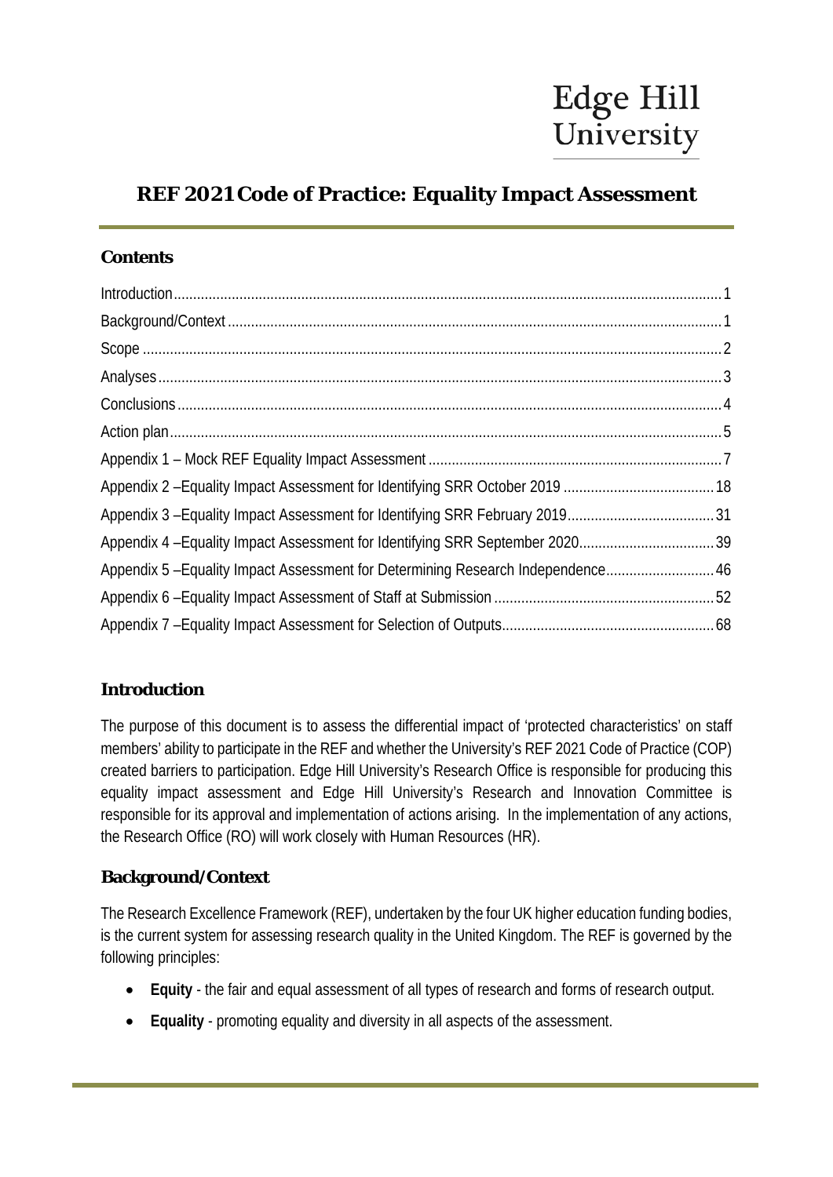Edge Hill University

# REF 2021 Code of Practice: Equality Impact Assessment

## Contents

- Introduction 1
- Background/Context 1
- Scope 2
- Analyses 3
- Conclusions 4
- Action plan 5
- Appendix 1 – Mock REF Equality Impact Assessment 7
- Appendix 2 –Equality Impact Assessment for Identifying SRR October 2019 18
- Appendix 3 –Equality Impact Assessment for Identifying SRR February 2019 31
- Appendix 4 –Equality Impact Assessment for Identifying SRR September 2020 39
- Appendix 5 –Equality Impact Assessment for Determining Research Independence 46
- Appendix 6 –Equality Impact Assessment of Staff at Submission 52
- Appendix 7 –Equality Impact Assessment for Selection of Outputs 68

## Introduction

The purpose of this document is to assess the differential impact of 'protected characteristics' on staff members' ability to participate in the REF and whether the University's REF 2021 Code of Practice (COP) created barriers to participation. Edge Hill University's Research Office is responsible for producing this equality impact assessment and Edge Hill University's Research and Innovation Committee is responsible for its approval and implementation of actions arising. In the implementation of any actions, the Research Office (RO) will work closely with Human Resources (HR).

## Background/Context

The Research Excellence Framework (REF), undertaken by the four UK higher education funding bodies, is the current system for assessing research quality in the United Kingdom. The REF is governed by the following principles:

- **Equity** - the fair and equal assessment of all types of research and forms of research output.
- **Equality** - promoting equality and diversity in all aspects of the assessment.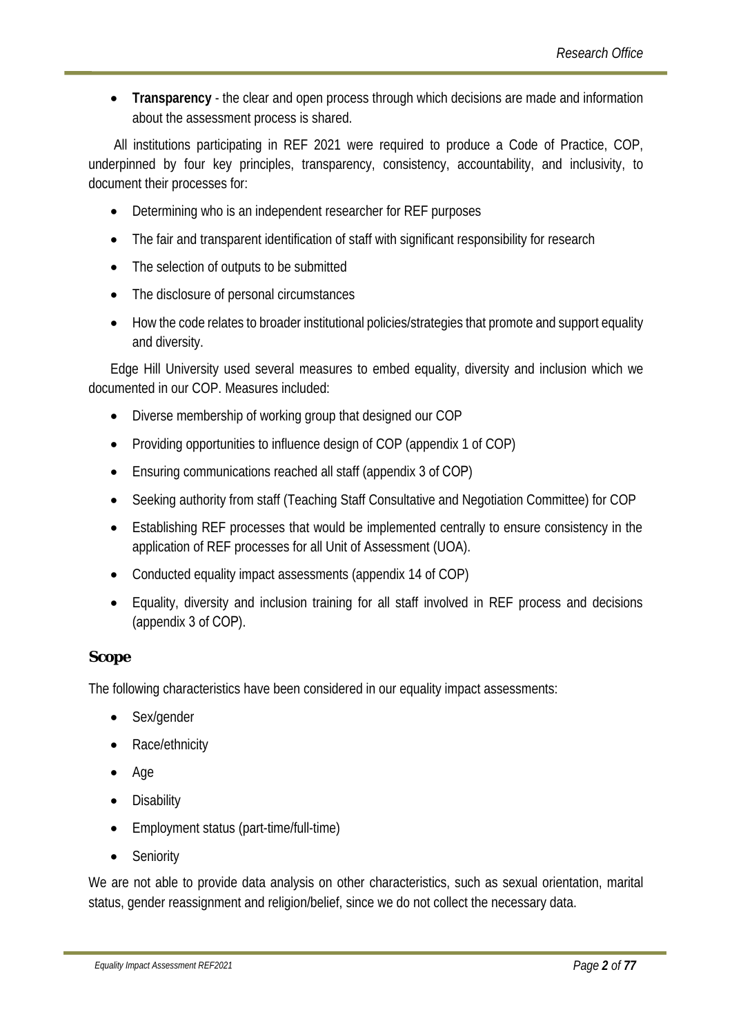- **Transparency** - the clear and open process through which decisions are made and information about the assessment process is shared.

All institutions participating in REF 2021 were required to produce a Code of Practice, COP, underpinned by four key principles, transparency, consistency, accountability, and inclusivity, to document their processes for:

- Determining who is an independent researcher for REF purposes
- The fair and transparent identification of staff with significant responsibility for research
- The selection of outputs to be submitted
- The disclosure of personal circumstances
- How the code relates to broader institutional policies/strategies that promote and support equality and diversity.

Edge Hill University used several measures to embed equality, diversity and inclusion which we documented in our COP. Measures included:

- Diverse membership of working group that designed our COP
- Providing opportunities to influence design of COP (appendix 1 of COP)
- Ensuring communications reached all staff (appendix 3 of COP)
- Seeking authority from staff (Teaching Staff Consultative and Negotiation Committee) for COP
- Establishing REF processes that would be implemented centrally to ensure consistency in the application of REF processes for all Unit of Assessment (UOA).
- Conducted equality impact assessments (appendix 14 of COP)
- Equality, diversity and inclusion training for all staff involved in REF process and decisions (appendix 3 of COP).

## Scope

The following characteristics have been considered in our equality impact assessments:

- Sex/gender
- Race/ethnicity
- Age
- Disability
- Employment status (part-time/full-time)
- Seniority

We are not able to provide data analysis on other characteristics, such as sexual orientation, marital status, gender reassignment and religion/belief, since we do not collect the necessary data.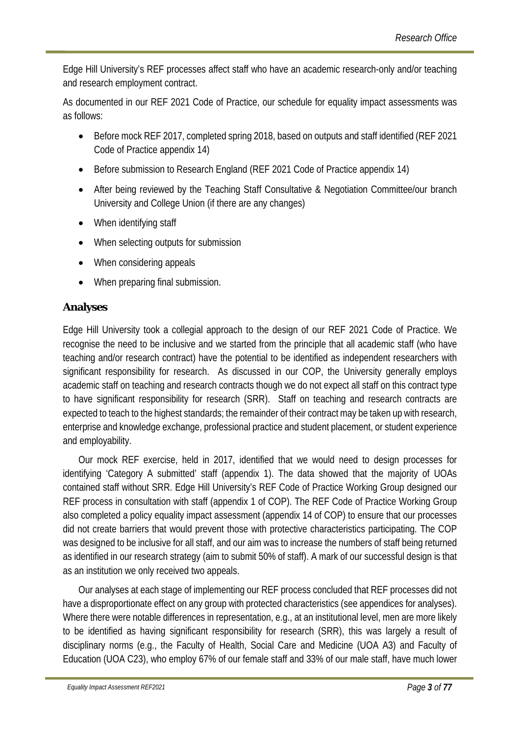Edge Hill University's REF processes affect staff who have an academic research-only and/or teaching and research employment contract.

As documented in our REF 2021 Code of Practice, our schedule for equality impact assessments was as follows:

- Before mock REF 2017, completed spring 2018, based on outputs and staff identified (REF 2021 Code of Practice appendix 14)
- Before submission to Research England (REF 2021 Code of Practice appendix 14)
- After being reviewed by the Teaching Staff Consultative & Negotiation Committee/our branch University and College Union (if there are any changes)
- When identifying staff
- When selecting outputs for submission
- When considering appeals
- When preparing final submission.

## Analyses

Edge Hill University took a collegial approach to the design of our REF 2021 Code of Practice. We recognise the need to be inclusive and we started from the principle that all academic staff (who have teaching and/or research contract) have the potential to be identified as independent researchers with significant responsibility for research. As discussed in our COP, the University generally employs academic staff on teaching and research contracts though we do not expect all staff on this contract type to have significant responsibility for research (SRR). Staff on teaching and research contracts are expected to teach to the highest standards; the remainder of their contract may be taken up with research, enterprise and knowledge exchange, professional practice and student placement, or student experience and employability.

Our mock REF exercise, held in 2017, identified that we would need to design processes for identifying 'Category A submitted' staff (appendix 1). The data showed that the majority of UOAs contained staff without SRR. Edge Hill University's REF Code of Practice Working Group designed our REF process in consultation with staff (appendix 1 of COP). The REF Code of Practice Working Group also completed a policy equality impact assessment (appendix 14 of COP) to ensure that our processes did not create barriers that would prevent those with protective characteristics participating. The COP was designed to be inclusive for all staff, and our aim was to increase the numbers of staff being returned as identified in our research strategy (aim to submit 50% of staff). A mark of our successful design is that as an institution we only received two appeals.

Our analyses at each stage of implementing our REF process concluded that REF processes did not have a disproportionate effect on any group with protected characteristics (see appendices for analyses). Where there were notable differences in representation, e.g., at an institutional level, men are more likely to be identified as having significant responsibility for research (SRR), this was largely a result of disciplinary norms (e.g., the Faculty of Health, Social Care and Medicine (UOA A3) and Faculty of Education (UOA C23), who employ 67% of our female staff and 33% of our male staff, have much lower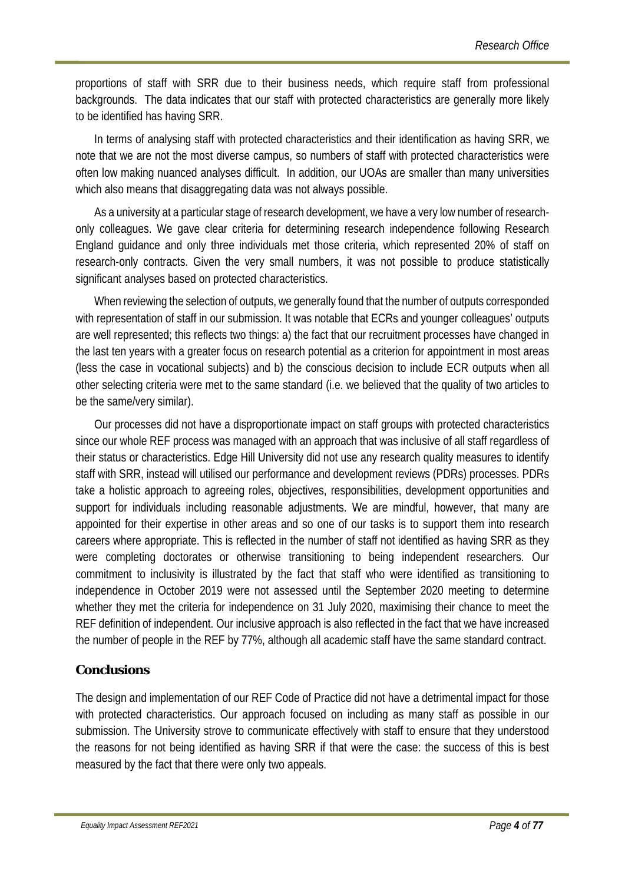proportions of staff with SRR due to their business needs, which require staff from professional backgrounds. The data indicates that our staff with protected characteristics are generally more likely to be identified has having SRR.

In terms of analysing staff with protected characteristics and their identification as having SRR, we note that we are not the most diverse campus, so numbers of staff with protected characteristics were often low making nuanced analyses difficult. In addition, our UOAs are smaller than many universities which also means that disaggregating data was not always possible.

As a university at a particular stage of research development, we have a very low number of research-only colleagues. We gave clear criteria for determining research independence following Research England guidance and only three individuals met those criteria, which represented 20% of staff on research-only contracts. Given the very small numbers, it was not possible to produce statistically significant analyses based on protected characteristics.

When reviewing the selection of outputs, we generally found that the number of outputs corresponded with representation of staff in our submission. It was notable that ECRs and younger colleagues' outputs are well represented; this reflects two things: a) the fact that our recruitment processes have changed in the last ten years with a greater focus on research potential as a criterion for appointment in most areas (less the case in vocational subjects) and b) the conscious decision to include ECR outputs when all other selecting criteria were met to the same standard (i.e. we believed that the quality of two articles to be the same/very similar).

Our processes did not have a disproportionate impact on staff groups with protected characteristics since our whole REF process was managed with an approach that was inclusive of all staff regardless of their status or characteristics. Edge Hill University did not use any research quality measures to identify staff with SRR, instead will utilised our performance and development reviews (PDRs) processes. PDRs take a holistic approach to agreeing roles, objectives, responsibilities, development opportunities and support for individuals including reasonable adjustments. We are mindful, however, that many are appointed for their expertise in other areas and so one of our tasks is to support them into research careers where appropriate. This is reflected in the number of staff not identified as having SRR as they were completing doctorates or otherwise transitioning to being independent researchers. Our commitment to inclusivity is illustrated by the fact that staff who were identified as transitioning to independence in October 2019 were not assessed until the September 2020 meeting to determine whether they met the criteria for independence on 31 July 2020, maximising their chance to meet the REF definition of independent. Our inclusive approach is also reflected in the fact that we have increased the number of people in the REF by 77%, although all academic staff have the same standard contract.

## Conclusions

The design and implementation of our REF Code of Practice did not have a detrimental impact for those with protected characteristics. Our approach focused on including as many staff as possible in our submission. The University strove to communicate effectively with staff to ensure that they understood the reasons for not being identified as having SRR if that were the case: the success of this is best measured by the fact that there were only two appeals.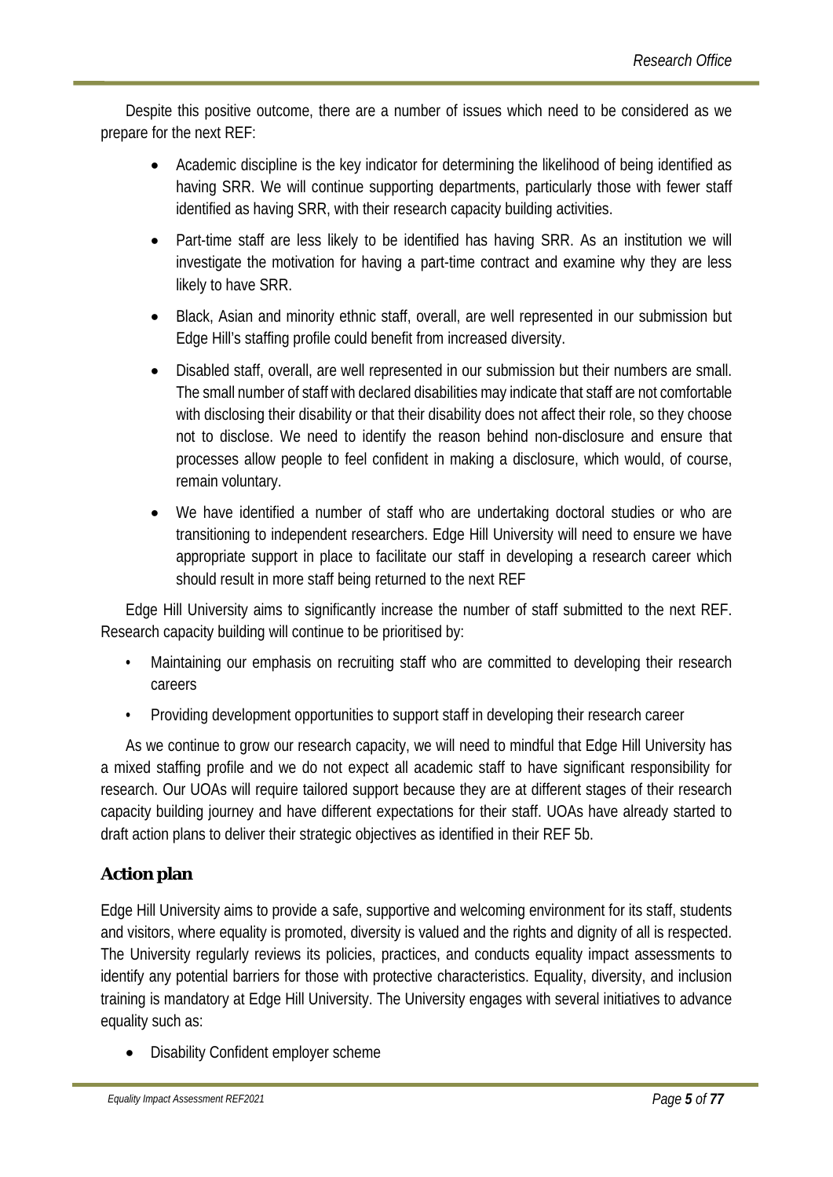Despite this positive outcome, there are a number of issues which need to be considered as we prepare for the next REF:

- Academic discipline is the key indicator for determining the likelihood of being identified as having SRR. We will continue supporting departments, particularly those with fewer staff identified as having SRR, with their research capacity building activities.
- Part-time staff are less likely to be identified has having SRR. As an institution we will investigate the motivation for having a part-time contract and examine why they are less likely to have SRR.
- Black, Asian and minority ethnic staff, overall, are well represented in our submission but Edge Hill's staffing profile could benefit from increased diversity.
- Disabled staff, overall, are well represented in our submission but their numbers are small. The small number of staff with declared disabilities may indicate that staff are not comfortable with disclosing their disability or that their disability does not affect their role, so they choose not to disclose. We need to identify the reason behind non-disclosure and ensure that processes allow people to feel confident in making a disclosure, which would, of course, remain voluntary.
- We have identified a number of staff who are undertaking doctoral studies or who are transitioning to independent researchers. Edge Hill University will need to ensure we have appropriate support in place to facilitate our staff in developing a research career which should result in more staff being returned to the next REF

Edge Hill University aims to significantly increase the number of staff submitted to the next REF. Research capacity building will continue to be prioritised by:

- Maintaining our emphasis on recruiting staff who are committed to developing their research careers
- Providing development opportunities to support staff in developing their research career

As we continue to grow our research capacity, we will need to mindful that Edge Hill University has a mixed staffing profile and we do not expect all academic staff to have significant responsibility for research. Our UOAs will require tailored support because they are at different stages of their research capacity building journey and have different expectations for their staff. UOAs have already started to draft action plans to deliver their strategic objectives as identified in their REF 5b.

## Action plan

Edge Hill University aims to provide a safe, supportive and welcoming environment for its staff, students and visitors, where equality is promoted, diversity is valued and the rights and dignity of all is respected. The University regularly reviews its policies, practices, and conducts equality impact assessments to identify any potential barriers for those with protective characteristics. Equality, diversity, and inclusion training is mandatory at Edge Hill University. The University engages with several initiatives to advance equality such as:

- Disability Confident employer scheme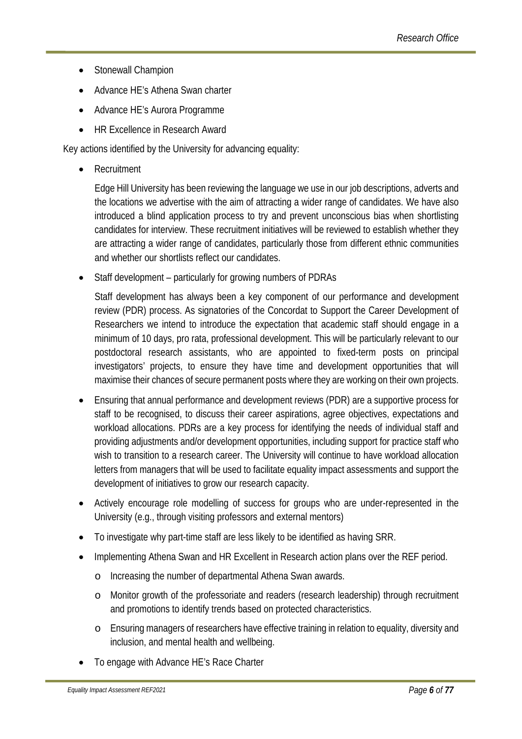- Stonewall Champion
- Advance HE's Athena Swan charter
- Advance HE's Aurora Programme
- HR Excellence in Research Award

Key actions identified by the University for advancing equality:

- Recruitment

  Edge Hill University has been reviewing the language we use in our job descriptions, adverts and the locations we advertise with the aim of attracting a wider range of candidates. We have also introduced a blind application process to try and prevent unconscious bias when shortlisting candidates for interview. These recruitment initiatives will be reviewed to establish whether they are attracting a wider range of candidates, particularly those from different ethnic communities and whether our shortlists reflect our candidates.

- Staff development – particularly for growing numbers of PDRAs

  Staff development has always been a key component of our performance and development review (PDR) process. As signatories of the Concordat to Support the Career Development of Researchers we intend to introduce the expectation that academic staff should engage in a minimum of 10 days, pro rata, professional development. This will be particularly relevant to our postdoctoral research assistants, who are appointed to fixed-term posts on principal investigators' projects, to ensure they have time and development opportunities that will maximise their chances of secure permanent posts where they are working on their own projects.

- Ensuring that annual performance and development reviews (PDR) are a supportive process for staff to be recognised, to discuss their career aspirations, agree objectives, expectations and workload allocations. PDRs are a key process for identifying the needs of individual staff and providing adjustments and/or development opportunities, including support for practice staff who wish to transition to a research career. The University will continue to have workload allocation letters from managers that will be used to facilitate equality impact assessments and support the development of initiatives to grow our research capacity.
- Actively encourage role modelling of success for groups who are under-represented in the University (e.g., through visiting professors and external mentors)
- To investigate why part-time staff are less likely to be identified as having SRR.
- Implementing Athena Swan and HR Excellent in Research action plans over the REF period.
  - Increasing the number of departmental Athena Swan awards.
  - Monitor growth of the professoriate and readers (research leadership) through recruitment and promotions to identify trends based on protected characteristics.
  - Ensuring managers of researchers have effective training in relation to equality, diversity and inclusion, and mental health and wellbeing.
- To engage with Advance HE's Race Charter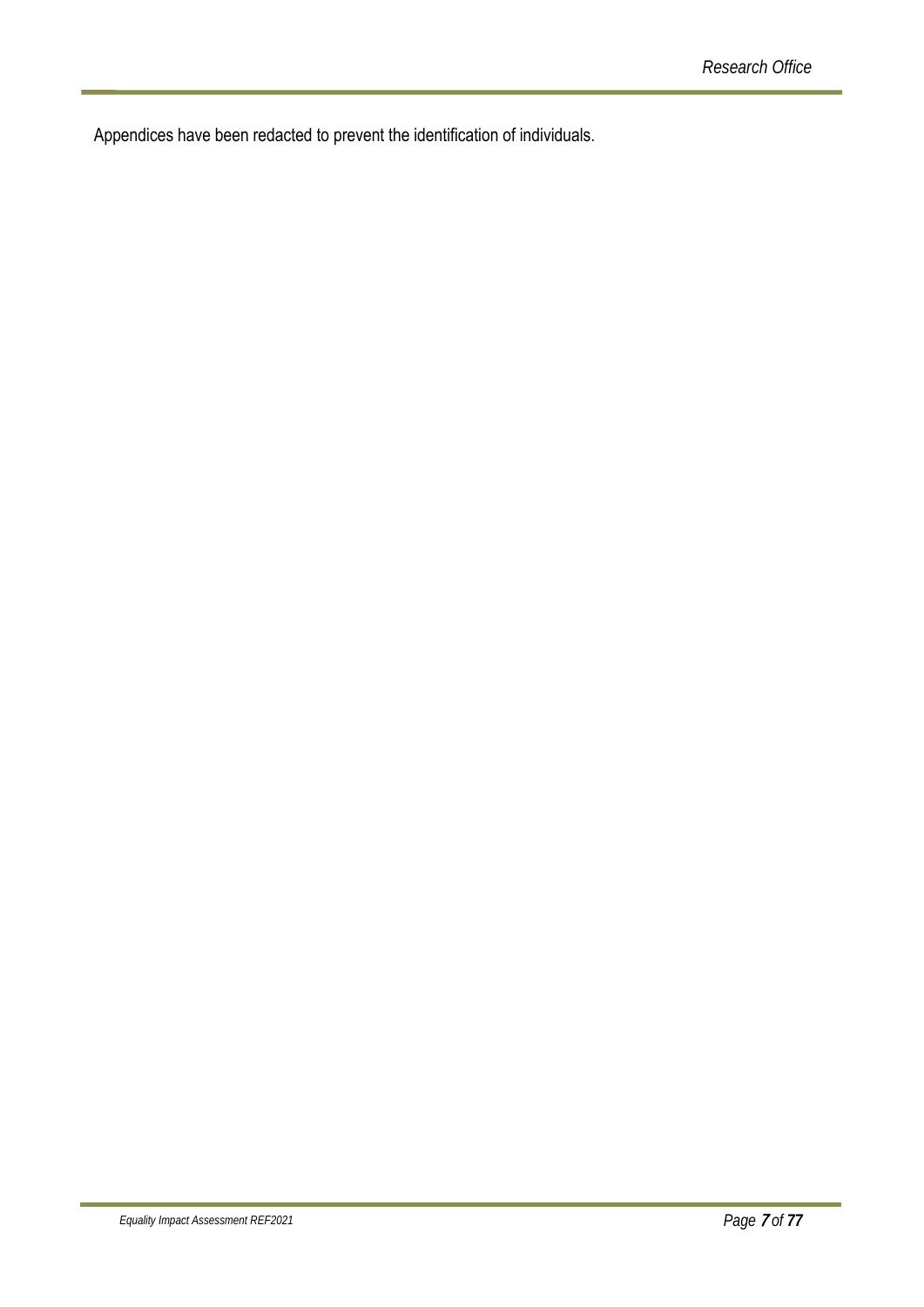Appendices have been redacted to prevent the identification of individuals.